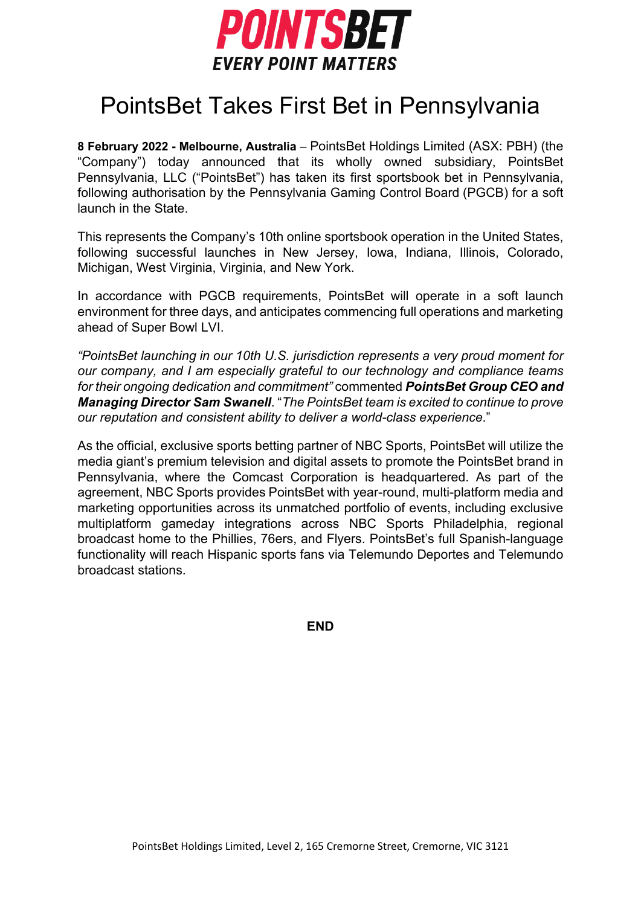**POINTSBET**
**EVERY POINT MATTERS**

# PointsBet Takes First Bet in Pennsylvania

**8 February 2022 - Melbourne, Australia** – PointsBet Holdings Limited (ASX: PBH) (the "Company") today announced that its wholly owned subsidiary, PointsBet Pennsylvania, LLC ("PointsBet") has taken its first sportsbook bet in Pennsylvania, following authorisation by the Pennsylvania Gaming Control Board (PGCB) for a soft launch in the State.

This represents the Company's 10th online sportsbook operation in the United States, following successful launches in New Jersey, Iowa, Indiana, Illinois, Colorado, Michigan, West Virginia, Virginia, and New York.

In accordance with PGCB requirements, PointsBet will operate in a soft launch environment for three days, and anticipates commencing full operations and marketing ahead of Super Bowl LVI.

*"PointsBet launching in our 10th U.S. jurisdiction represents a very proud moment for our company, and I am especially grateful to our technology and compliance teams for their ongoing dedication and commitment"* commented ***PointsBet Group CEO and Managing Director Sam Swanell***. "*The PointsBet team is excited to continue to prove our reputation and consistent ability to deliver a world-class experience.*"

As the official, exclusive sports betting partner of NBC Sports, PointsBet will utilize the media giant's premium television and digital assets to promote the PointsBet brand in Pennsylvania, where the Comcast Corporation is headquartered. As part of the agreement, NBC Sports provides PointsBet with year-round, multi-platform media and marketing opportunities across its unmatched portfolio of events, including exclusive multiplatform gameday integrations across NBC Sports Philadelphia, regional broadcast home to the Phillies, 76ers, and Flyers. PointsBet's full Spanish-language functionality will reach Hispanic sports fans via Telemundo Deportes and Telemundo broadcast stations.

**END**

PointsBet Holdings Limited, Level 2, 165 Cremorne Street, Cremorne, VIC 3121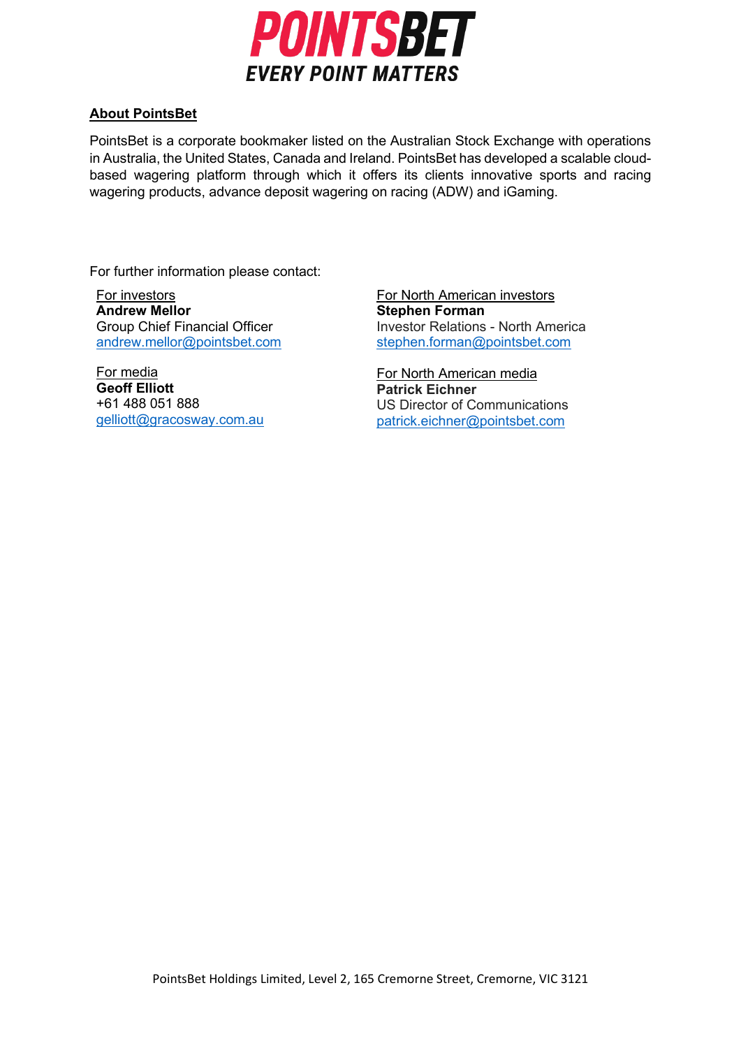## About PointsBet

PointsBet is a corporate bookmaker listed on the Australian Stock Exchange with operations in Australia, the United States, Canada and Ireland. PointsBet has developed a scalable cloud-based wagering platform through which it offers its clients innovative sports and racing wagering products, advance deposit wagering on racing (ADW) and iGaming.

For further information please contact:

For investors
**Andrew Mellor**
Group Chief Financial Officer
andrew.mellor@pointsbet.com

For media
**Geoff Elliott**
+61 488 051 888
gelliott@gracosway.com.au

For North American investors
**Stephen Forman**
Investor Relations - North America
stephen.forman@pointsbet.com

For North American media
**Patrick Eichner**
US Director of Communications
patrick.eichner@pointsbet.com

PointsBet Holdings Limited, Level 2, 165 Cremorne Street, Cremorne, VIC 3121